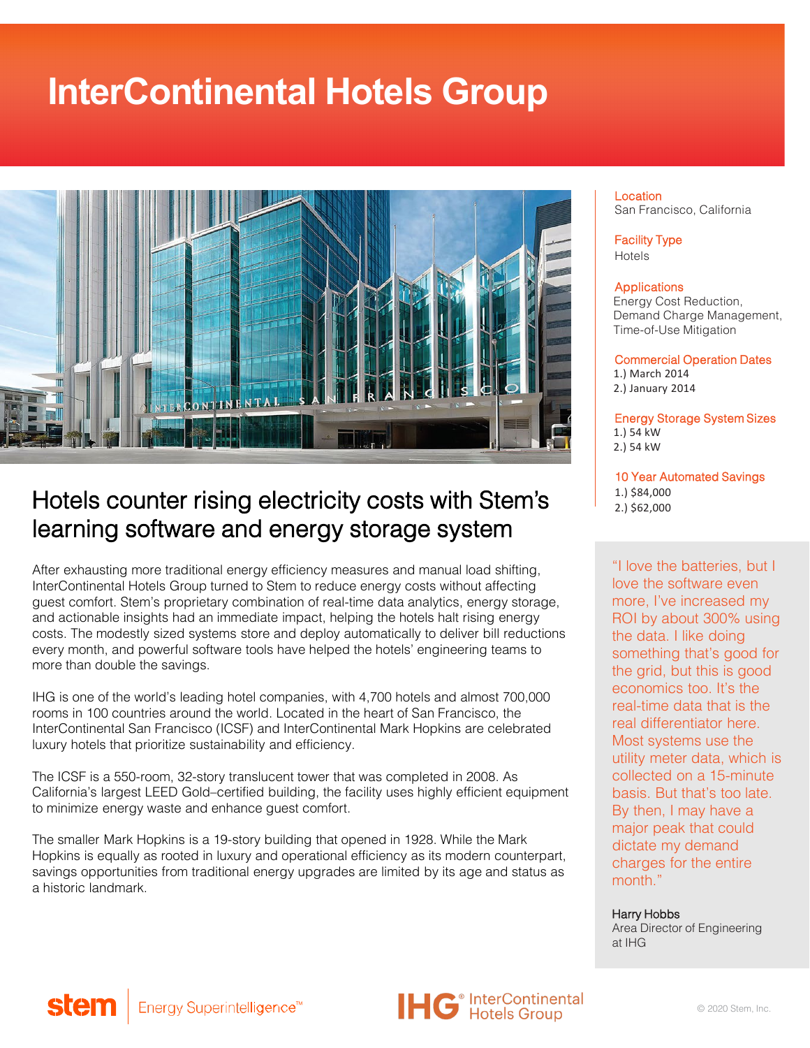# InterContinental Hotels Group

## Hotels counter rising electricity costs with Stem's learning software and energy storage system

After exhausting more traditional energy efficiency measures and manual load shifting, InterContinental Hotels Group turned to Stem to reduce energy costs without affecting guest comfort. Stem's proprietary combination of real-time data analytics, energy storage, and actionable insights had an immediate impact, helping the hotels halt rising energy costs. The modestly sized systems store and deploy automatically to deliver bill reductions every month, and powerful software tools have helped the hotels' engineering teams to more than double the savings.

IHG is one of the world's leading hotel companies, with 4,700 hotels and almost 700,000 rooms in 100 countries around the world. Located in the heart of San Francisco, the InterContinental San Francisco (ICSF) and InterContinental Mark Hopkins are celebrated luxury hotels that prioritize sustainability and efficiency.

The ICSF is a 550-room, 32-story translucent tower that was completed in 2008. As California's largest LEED Gold–certified building, the facility uses highly efficient equipment to minimize energy waste and enhance guest comfort.

The smaller Mark Hopkins is a 19-story building that opened in 1928. While the Mark Hopkins is equally as rooted in luxury and operational efficiency as its modern counterpart, savings opportunities from traditional energy upgrades are limited by its age and status as a historic landmark.

**Location**
San Francisco, California

**Facility Type**
Hotels

**Applications**
Energy Cost Reduction, Demand Charge Management, Time-of-Use Mitigation

**Commercial Operation Dates**
1.) March 2014
2.) January 2014

**Energy Storage System Sizes**
1.) 54 kW
2.) 54 kW

**10 Year Automated Savings**
1.) $84,000
2.) $62,000

"I love the batteries, but I love the software even more, I've increased my ROI by about 300% using the data. I like doing something that's good for the grid, but this is good economics too. It's the real-time data that is the real differentiator here. Most systems use the utility meter data, which is collected on a 15-minute basis. But that's too late. By then, I may have a major peak that could dictate my demand charges for the entire month."

Harry Hobbs
Area Director of Engineering at IHG

stem | Energy Superintelligence™

IHG® InterContinental Hotels Group

© 2020 Stem, Inc.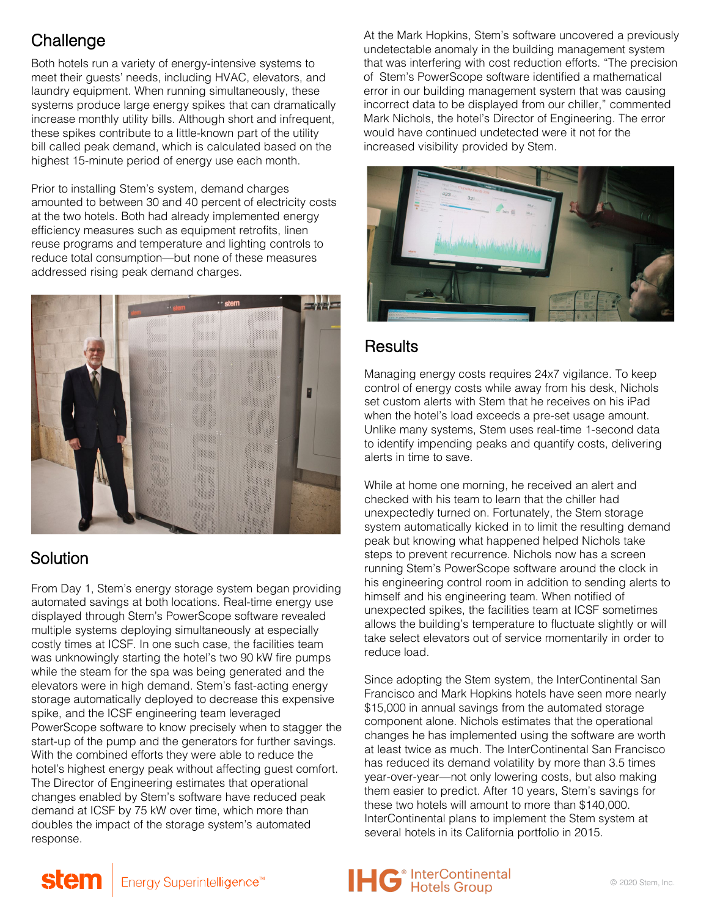## Challenge

Both hotels run a variety of energy-intensive systems to meet their guests' needs, including HVAC, elevators, and laundry equipment. When running simultaneously, these systems produce large energy spikes that can dramatically increase monthly utility bills. Although short and infrequent, these spikes contribute to a little-known part of the utility bill called peak demand, which is calculated based on the highest 15-minute period of energy use each month.

Prior to installing Stem's system, demand charges amounted to between 30 and 40 percent of electricity costs at the two hotels. Both had already implemented energy efficiency measures such as equipment retrofits, linen reuse programs and temperature and lighting controls to reduce total consumption—but none of these measures addressed rising peak demand charges.

## Solution

From Day 1, Stem's energy storage system began providing automated savings at both locations. Real-time energy use displayed through Stem's PowerScope software revealed multiple systems deploying simultaneously at especially costly times at ICSF. In one such case, the facilities team was unknowingly starting the hotel's two 90 kW fire pumps while the steam for the spa was being generated and the elevators were in high demand. Stem's fast-acting energy storage automatically deployed to decrease this expensive spike, and the ICSF engineering team leveraged PowerScope software to know precisely when to stagger the start-up of the pump and the generators for further savings. With the combined efforts they were able to reduce the hotel's highest energy peak without affecting guest comfort. The Director of Engineering estimates that operational changes enabled by Stem's software have reduced peak demand at ICSF by 75 kW over time, which more than doubles the impact of the storage system's automated response.

At the Mark Hopkins, Stem's software uncovered a previously undetectable anomaly in the building management system that was interfering with cost reduction efforts. "The precision of Stem's PowerScope software identified a mathematical error in our building management system that was causing incorrect data to be displayed from our chiller," commented Mark Nichols, the hotel's Director of Engineering. The error would have continued undetected were it not for the increased visibility provided by Stem.

## Results

Managing energy costs requires 24x7 vigilance. To keep control of energy costs while away from his desk, Nichols set custom alerts with Stem that he receives on his iPad when the hotel's load exceeds a pre-set usage amount. Unlike many systems, Stem uses real-time 1-second data to identify impending peaks and quantify costs, delivering alerts in time to save.

While at home one morning, he received an alert and checked with his team to learn that the chiller had unexpectedly turned on. Fortunately, the Stem storage system automatically kicked in to limit the resulting demand peak but knowing what happened helped Nichols take steps to prevent recurrence. Nichols now has a screen running Stem's PowerScope software around the clock in his engineering control room in addition to sending alerts to himself and his engineering team. When notified of unexpected spikes, the facilities team at ICSF sometimes allows the building's temperature to fluctuate slightly or will take select elevators out of service momentarily in order to reduce load.

Since adopting the Stem system, the InterContinental San Francisco and Mark Hopkins hotels have seen more nearly $15,000 in annual savings from the automated storage component alone. Nichols estimates that the operational changes he has implemented using the software are worth at least twice as much. The InterContinental San Francisco has reduced its demand volatility by more than 3.5 times year-over-year—not only lowering costs, but also making them easier to predict. After 10 years, Stem's savings for these two hotels will amount to more than $140,000. InterContinental plans to implement the Stem system at several hotels in its California portfolio in 2015.

stem | Energy Superintelligence™

IHG® InterContinental Hotels Group

© 2020 Stem, Inc.